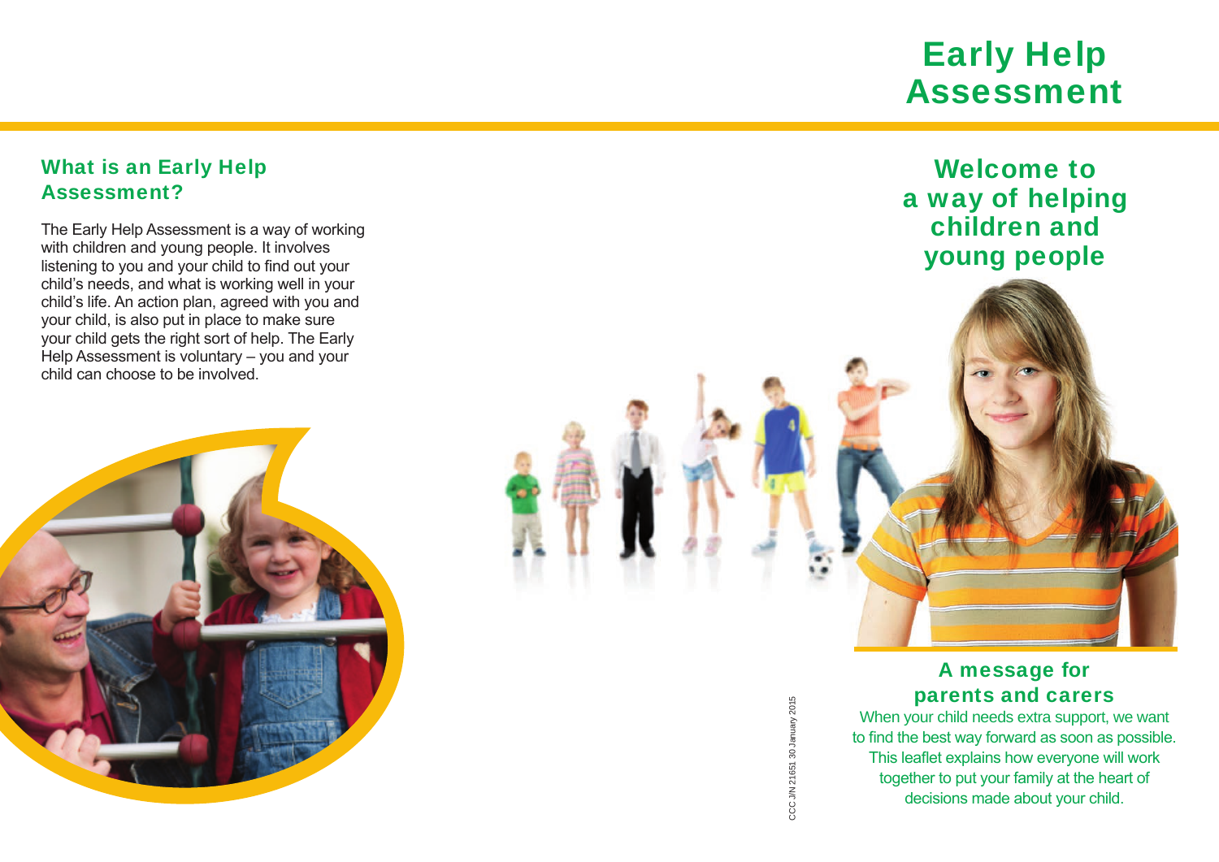# Early Help Assessment

## Welcome to a way of helping children and young people

## A message for parents and carers

When your child needs extra support, we want to find the best way forward as soon as possible. This leaflet explains how everyone will work together to put your family at the heart of decisions made about your child.

## What is an Early Help Assessment?

The Early Help Assessment is a way of working with children and young people. It involves listening to you and your child to find out your child's needs, and what is working well in your child's life. An action plan, agreed with you and your child, is also put in place to make sure your child gets the right sort of help. The Early Help Assessment is voluntary – you and your child can choose to be involved.

CCC J/N 21651 30 January 2015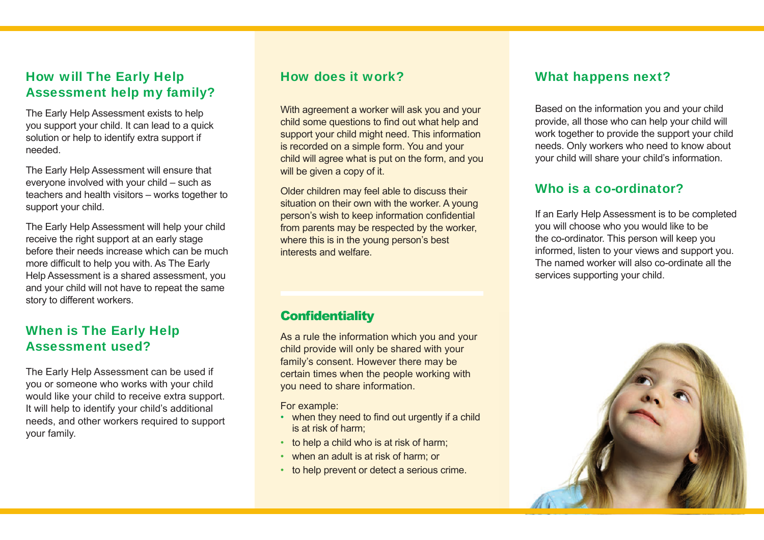## How will The Early Help Assessment help my family?

The Early Help Assessment exists to help you support your child. It can lead to a quick solution or help to identify extra support if needed.

The Early Help Assessment will ensure that everyone involved with your child – such as teachers and health visitors – works together to support your child.

The Early Help Assessment will help your child receive the right support at an early stage before their needs increase which can be much more difficult to help you with. As The Early Help Assessment is a shared assessment, you and your child will not have to repeat the same story to different workers.

## When is The Early Help Assessment used?

The Early Help Assessment can be used if you or someone who works with your child would like your child to receive extra support. It will help to identify your child's additional needs, and other workers required to support your family.

## How does it work?

With agreement a worker will ask you and your child some questions to find out what help and support your child might need. This information is recorded on a simple form. You and your child will agree what is put on the form, and you will be given a copy of it.

Older children may feel able to discuss their situation on their own with the worker. A young person's wish to keep information confidential from parents may be respected by the worker, where this is in the young person's best interests and welfare.

## Confidentiality

As a rule the information which you and your child provide will only be shared with your family's consent. However there may be certain times when the people working with you need to share information.

For example:

- when they need to find out urgently if a child is at risk of harm;
- to help a child who is at risk of harm;
- when an adult is at risk of harm; or
- to help prevent or detect a serious crime.

## What happens next?

Based on the information you and your child provide, all those who can help your child will work together to provide the support your child needs. Only workers who need to know about your child will share your child's information.

## Who is a co-ordinator?

If an Early Help Assessment is to be completed you will choose who you would like to be the co-ordinator. This person will keep you informed, listen to your views and support you. The named worker will also co-ordinate all the services supporting your child.